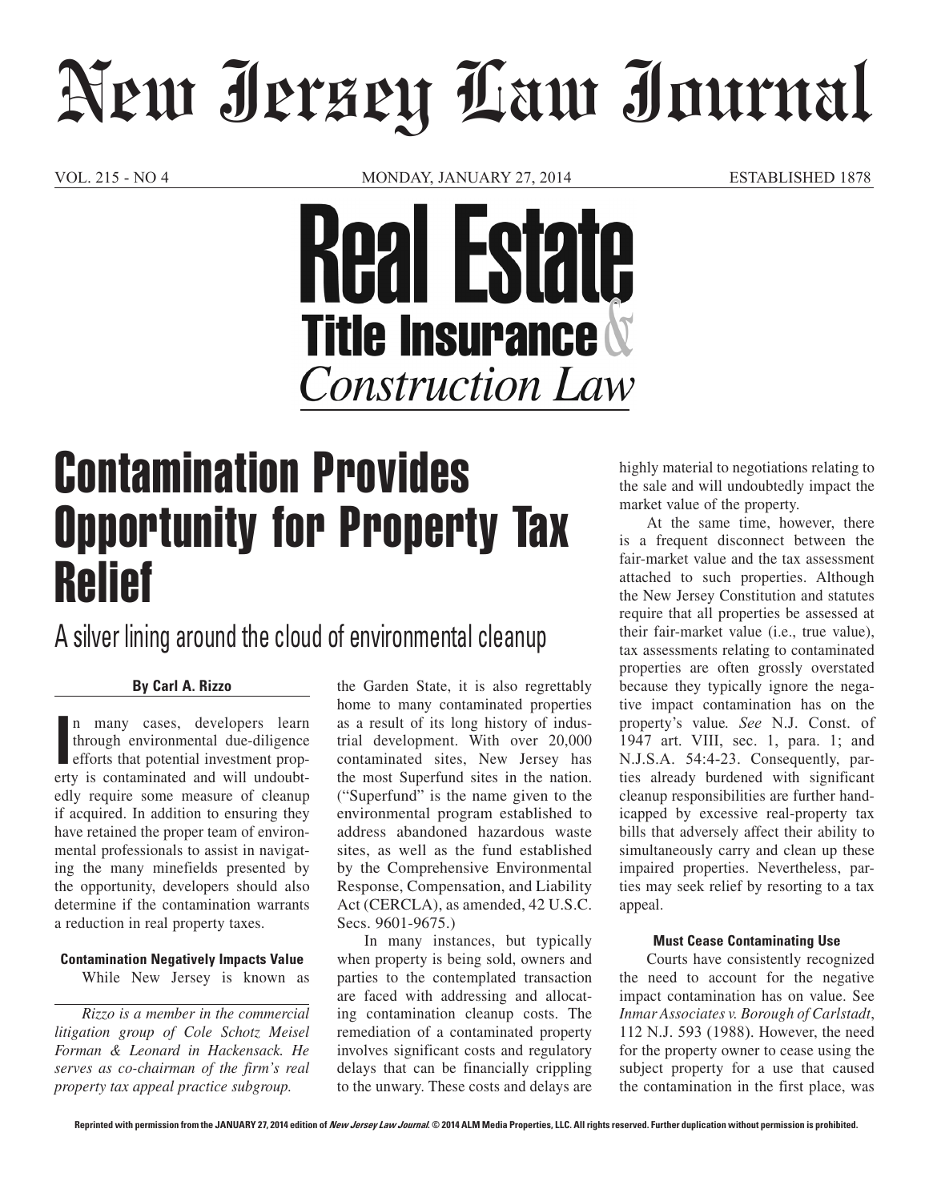# New Jersey Law Journal

VOL. 215 - NO 4 MONDAY, JANUARY 27, 2014 ESTABLISHED 1878

## Real Estate Title Insurance & Construction Law

# Contamination Provides Opportunity for Property Tax Relief

## A silver lining around the cloud of environmental cleanup

**By Carl A. Rizzo**

In many cases, developers learn through environmental due-diligence efforts that potential investment property is contaminated and will undoubtedly require some measure of cleanup if acquired. In addition to ensuring they have retained the proper team of environmental professionals to assist in navigating the many minefields presented by the opportunity, developers should also determine if the contamination warrants a reduction in real property taxes.

### Contamination Negatively Impacts Value

While New Jersey is known as the Garden State, it is also regrettably home to many contaminated properties as a result of its long history of industrial development. With over 20,000 contaminated sites, New Jersey has the most Superfund sites in the nation. ("Superfund" is the name given to the environmental program established to address abandoned hazardous waste sites, as well as the fund established by the Comprehensive Environmental Response, Compensation, and Liability Act (CERCLA), as amended, 42 U.S.C. Secs. 9601-9675.)

In many instances, but typically when property is being sold, owners and parties to the contemplated transaction are faced with addressing and allocating contamination cleanup costs. The remediation of a contaminated property involves significant costs and regulatory delays that can be financially crippling to the unwary. These costs and delays are highly material to negotiations relating to the sale and will undoubtedly impact the market value of the property.

At the same time, however, there is a frequent disconnect between the fair-market value and the tax assessment attached to such properties. Although the New Jersey Constitution and statutes require that all properties be assessed at their fair-market value (i.e., true value), tax assessments relating to contaminated properties are often grossly overstated because they typically ignore the negative impact contamination has on the property's value. *See* N.J. Const. of 1947 art. VIII, sec. 1, para. 1; and N.J.S.A. 54:4-23. Consequently, parties already burdened with significant cleanup responsibilities are further handicapped by excessive real-property tax bills that adversely affect their ability to simultaneously carry and clean up these impaired properties. Nevertheless, parties may seek relief by resorting to a tax appeal.

### Must Cease Contaminating Use

Courts have consistently recognized the need to account for the negative impact contamination has on value. See *Inmar Associates v. Borough of Carlstadt*, 112 N.J. 593 (1988). However, the need for the property owner to cease using the subject property for a use that caused the contamination in the first place, was

*Rizzo is a member in the commercial litigation group of Cole Schotz Meisel Forman & Leonard in Hackensack. He serves as co-chairman of the firm's real property tax appeal practice subgroup.*

Reprinted with permission from the JANUARY 27, 2014 edition of *New Jersey Law Journal*. © 2014 ALM Media Properties, LLC. All rights reserved. Further duplication without permission is prohibited.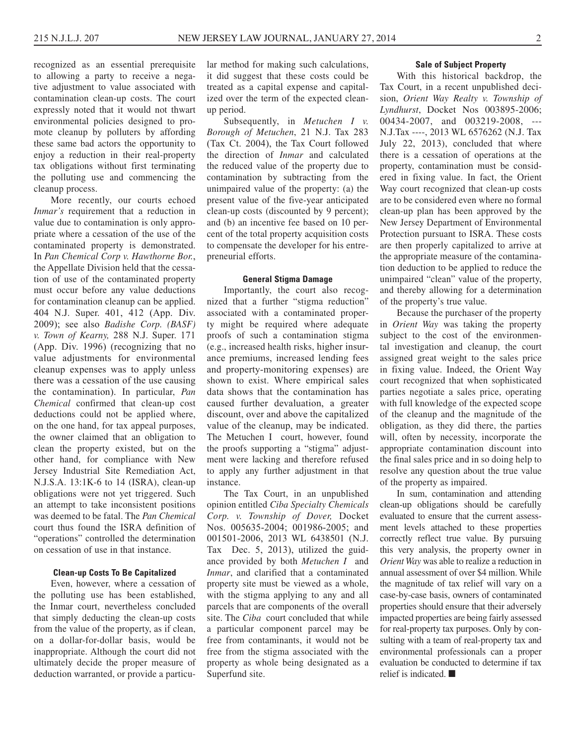recognized as an essential prerequisite to allowing a party to receive a negative adjustment to value associated with contamination clean-up costs. The court expressly noted that it would not thwart environmental policies designed to promote cleanup by polluters by affording these same bad actors the opportunity to enjoy a reduction in their real-property tax obligations without first terminating the polluting use and commencing the cleanup process.

More recently, our courts echoed *Inmar's* requirement that a reduction in value due to contamination is only appropriate where a cessation of the use of the contaminated property is demonstrated. In *Pan Chemical Corp v. Hawthorne Bor.*, the Appellate Division held that the cessation of use of the contaminated property must occur before any value deductions for contamination cleanup can be applied. 404 N.J. Super. 401, 412 (App. Div. 2009); see also *Badishe Corp. (BASF) v. Town of Kearny,* 288 N.J. Super. 171 (App. Div. 1996) (recognizing that no value adjustments for environmental cleanup expenses was to apply unless there was a cessation of the use causing the contamination). In particular, *Pan Chemical* confirmed that clean-up cost deductions could not be applied where, on the one hand, for tax appeal purposes, the owner claimed that an obligation to clean the property existed, but on the other hand, for compliance with New Jersey Industrial Site Remediation Act, N.J.S.A. 13:1K-6 to 14 (ISRA), clean-up obligations were not yet triggered. Such an attempt to take inconsistent positions was deemed to be fatal. The *Pan Chemical* court thus found the ISRA definition of "operations" controlled the determination on cessation of use in that instance.

### Clean-up Costs To Be Capitalized

Even, however, where a cessation of the polluting use has been established, the Inmar court, nevertheless concluded that simply deducting the clean-up costs from the value of the property, as if clean, on a dollar-for-dollar basis, would be inappropriate. Although the court did not ultimately decide the proper measure of deduction warranted, or provide a particular method for making such calculations, it did suggest that these costs could be treated as a capital expense and capitalized over the term of the expected cleanup period.

Subsequently, in *Metuchen I v. Borough of Metuchen*, 21 N.J. Tax 283 (Tax Ct. 2004), the Tax Court followed the direction of *Inmar* and calculated the reduced value of the property due to contamination by subtracting from the unimpaired value of the property: (a) the present value of the five-year anticipated clean-up costs (discounted by 9 percent); and (b) an incentive fee based on 10 percent of the total property acquisition costs to compensate the developer for his entrepreneurial efforts.

### General Stigma Damage

Importantly, the court also recognized that a further "stigma reduction" associated with a contaminated property might be required where adequate proofs of such a contamination stigma (e.g., increased health risks, higher insurance premiums, increased lending fees and property-monitoring expenses) are shown to exist. Where empirical sales data shows that the contamination has caused further devaluation, a greater discount, over and above the capitalized value of the cleanup, may be indicated. The Metuchen I court, however, found the proofs supporting a "stigma" adjustment were lacking and therefore refused to apply any further adjustment in that instance.

The Tax Court, in an unpublished opinion entitled *Ciba Specialty Chemicals Corp. v. Township of Dover,* Docket Nos. 005635-2004; 001986-2005; and 001501-2006, 2013 WL 6438501 (N.J. Tax Dec. 5, 2013), utilized the guidance provided by both *Metuchen I* and *Inmar*, and clarified that a contaminated property site must be viewed as a whole, with the stigma applying to any and all parcels that are components of the overall site. The *Ciba* court concluded that while a particular component parcel may be free from contaminants, it would not be free from the stigma associated with the property as whole being designated as a Superfund site.

### Sale of Subject Property

With this historical backdrop, the Tax Court, in a recent unpublished decision, *Orient Way Realty v. Township of Lyndhurst*, Docket Nos 003895-2006; 00434-2007, and 003219-2008, --- N.J.Tax ----, 2013 WL 6576262 (N.J. Tax July 22, 2013), concluded that where there is a cessation of operations at the property, contamination must be considered in fixing value. In fact, the Orient Way court recognized that clean-up costs are to be considered even where no formal clean-up plan has been approved by the New Jersey Department of Environmental Protection pursuant to ISRA. These costs are then properly capitalized to arrive at the appropriate measure of the contamination deduction to be applied to reduce the unimpaired "clean" value of the property, and thereby allowing for a determination of the property's true value.

Because the purchaser of the property in *Orient Way* was taking the property subject to the cost of the environmental investigation and cleanup, the court assigned great weight to the sales price in fixing value. Indeed, the Orient Way court recognized that when sophisticated parties negotiate a sales price, operating with full knowledge of the expected scope of the cleanup and the magnitude of the obligation, as they did there, the parties will, often by necessity, incorporate the appropriate contamination discount into the final sales price and in so doing help to resolve any question about the true value of the property as impaired.

In sum, contamination and attending clean-up obligations should be carefully evaluated to ensure that the current assessment levels attached to these properties correctly reflect true value. By pursuing this very analysis, the property owner in *Orient Way* was able to realize a reduction in annual assessment of over $4 million. While the magnitude of tax relief will vary on a case-by-case basis, owners of contaminated properties should ensure that their adversely impacted properties are being fairly assessed for real-property tax purposes. Only by consulting with a team of real-property tax and environmental professionals can a proper evaluation be conducted to determine if tax relief is indicated. ■